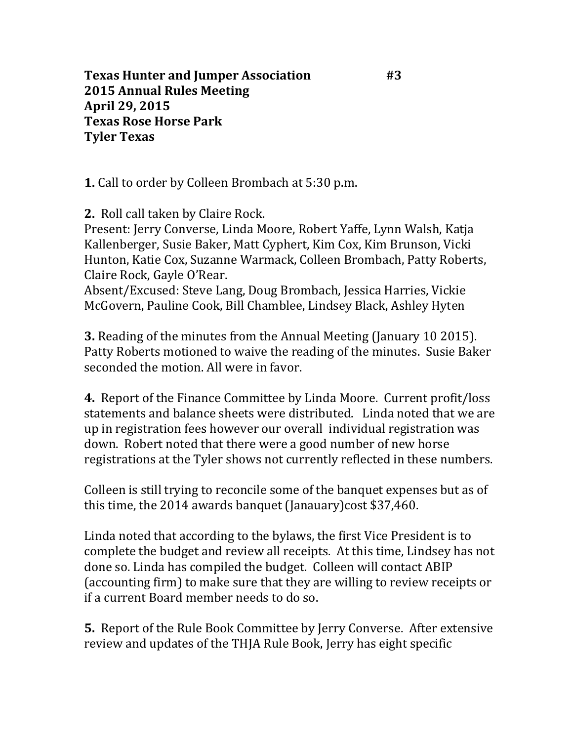**Texas Hunter and Jumper Association #3**
**2015 Annual Rules Meeting**
**April 29, 2015**
**Texas Rose Horse Park**
**Tyler Texas**

**1.** Call to order by Colleen Brombach at 5:30 p.m.

**2.** Roll call taken by Claire Rock.
Present: Jerry Converse, Linda Moore, Robert Yaffe, Lynn Walsh, Katja Kallenberger, Susie Baker, Matt Cyphert, Kim Cox, Kim Brunson, Vicki Hunton, Katie Cox, Suzanne Warmack, Colleen Brombach, Patty Roberts, Claire Rock, Gayle O'Rear.
Absent/Excused: Steve Lang, Doug Brombach, Jessica Harries, Vickie McGovern, Pauline Cook, Bill Chamblee, Lindsey Black, Ashley Hyten

**3.** Reading of the minutes from the Annual Meeting (January 10 2015). Patty Roberts motioned to waive the reading of the minutes. Susie Baker seconded the motion. All were in favor.

**4.** Report of the Finance Committee by Linda Moore. Current profit/loss statements and balance sheets were distributed. Linda noted that we are up in registration fees however our overall individual registration was down. Robert noted that there were a good number of new horse registrations at the Tyler shows not currently reflected in these numbers.

Colleen is still trying to reconcile some of the banquet expenses but as of this time, the 2014 awards banquet (Janauary)cost $37,460.

Linda noted that according to the bylaws, the first Vice President is to complete the budget and review all receipts. At this time, Lindsey has not done so. Linda has compiled the budget. Colleen will contact ABIP (accounting firm) to make sure that they are willing to review receipts or if a current Board member needs to do so.

**5.** Report of the Rule Book Committee by Jerry Converse. After extensive review and updates of the THJA Rule Book, Jerry has eight specific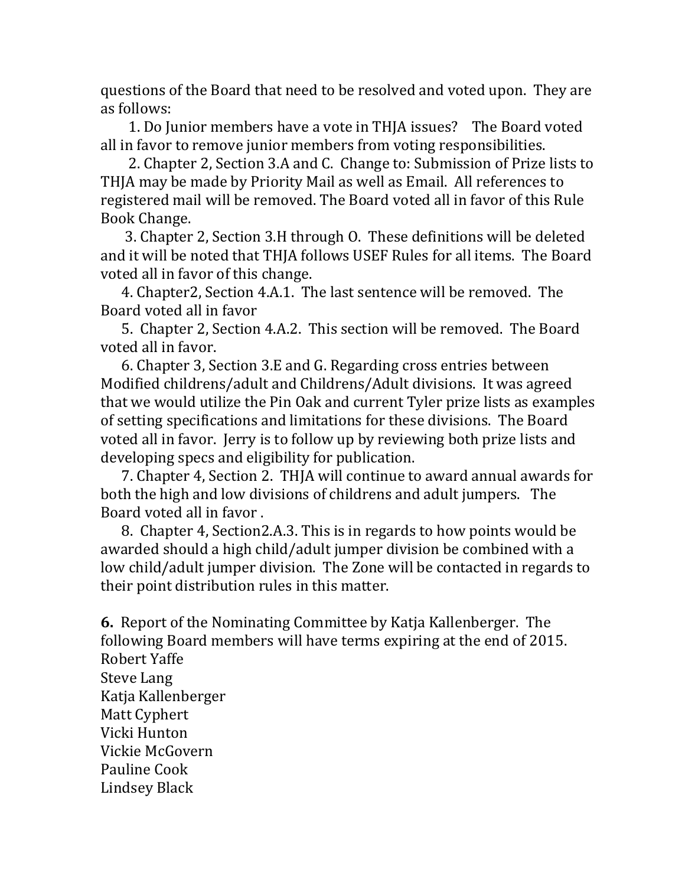questions of the Board that need to be resolved and voted upon. They are as follows:

1. Do Junior members have a vote in THJA issues? The Board voted all in favor to remove junior members from voting responsibilities.
2. Chapter 2, Section 3.A and C. Change to: Submission of Prize lists to THJA may be made by Priority Mail as well as Email. All references to registered mail will be removed. The Board voted all in favor of this Rule Book Change.
3. Chapter 2, Section 3.H through O. These definitions will be deleted and it will be noted that THJA follows USEF Rules for all items. The Board voted all in favor of this change.
4. Chapter2, Section 4.A.1. The last sentence will be removed. The Board voted all in favor
5. Chapter 2, Section 4.A.2. This section will be removed. The Board voted all in favor.
6. Chapter 3, Section 3.E and G. Regarding cross entries between Modified childrens/adult and Childrens/Adult divisions. It was agreed that we would utilize the Pin Oak and current Tyler prize lists as examples of setting specifications and limitations for these divisions. The Board voted all in favor. Jerry is to follow up by reviewing both prize lists and developing specs and eligibility for publication.
7. Chapter 4, Section 2. THJA will continue to award annual awards for both the high and low divisions of childrens and adult jumpers. The Board voted all in favor .
8. Chapter 4, Section2.A.3. This is in regards to how points would be awarded should a high child/adult jumper division be combined with a low child/adult jumper division. The Zone will be contacted in regards to their point distribution rules in this matter.

**6.** Report of the Nominating Committee by Katja Kallenberger. The following Board members will have terms expiring at the end of 2015.

Robert Yaffe  
Steve Lang  
Katja Kallenberger  
Matt Cyphert  
Vicki Hunton  
Vickie McGovern  
Pauline Cook  
Lindsey Black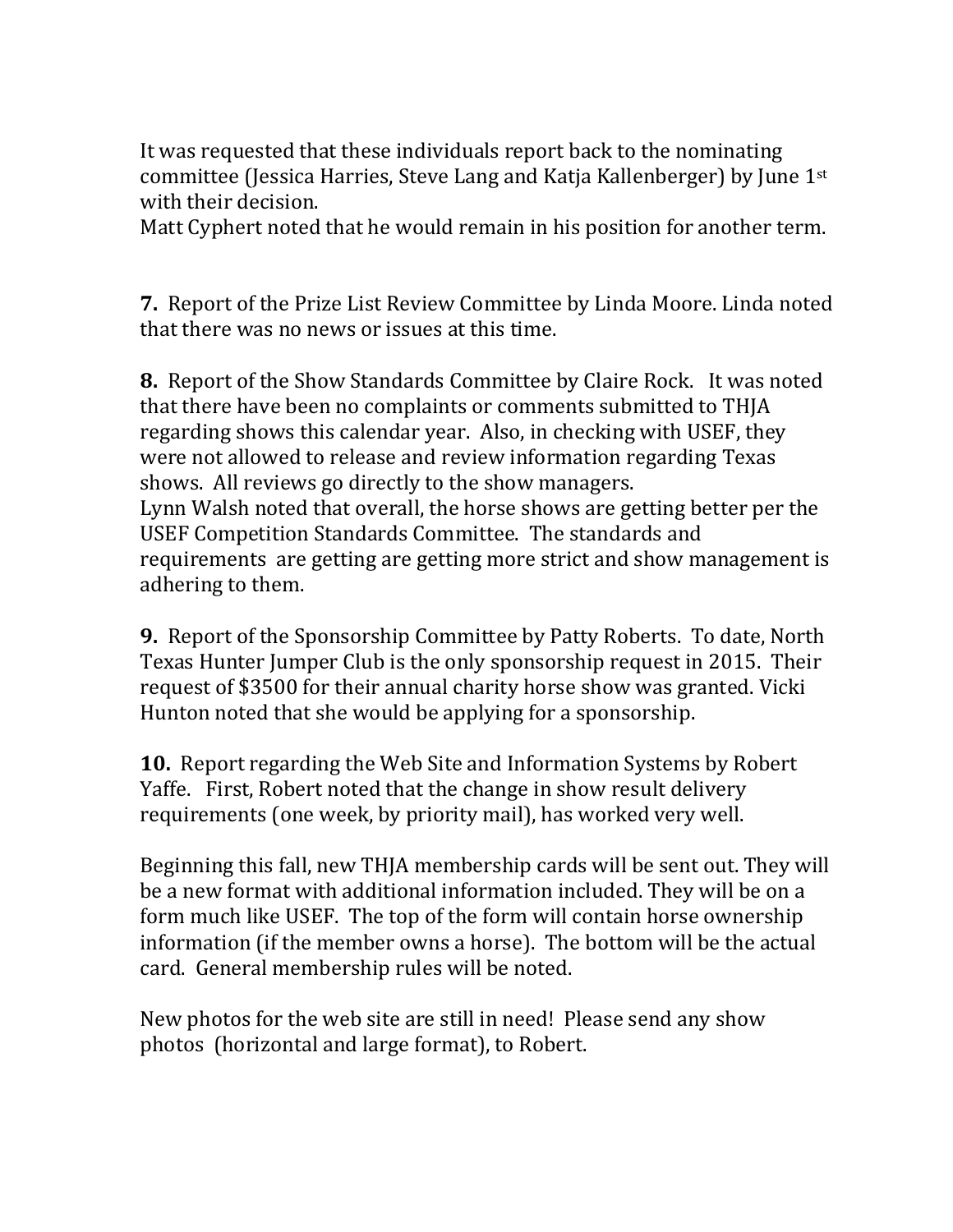It was requested that these individuals report back to the nominating committee (Jessica Harries, Steve Lang and Katja Kallenberger) by June 1st with their decision.
Matt Cyphert noted that he would remain in his position for another term.

**7.** Report of the Prize List Review Committee by Linda Moore. Linda noted that there was no news or issues at this time.

**8.** Report of the Show Standards Committee by Claire Rock. It was noted that there have been no complaints or comments submitted to THJA regarding shows this calendar year. Also, in checking with USEF, they were not allowed to release and review information regarding Texas shows. All reviews go directly to the show managers.
Lynn Walsh noted that overall, the horse shows are getting better per the USEF Competition Standards Committee. The standards and requirements are getting are getting more strict and show management is adhering to them.

**9.** Report of the Sponsorship Committee by Patty Roberts. To date, North Texas Hunter Jumper Club is the only sponsorship request in 2015. Their request of $3500 for their annual charity horse show was granted. Vicki Hunton noted that she would be applying for a sponsorship.

**10.** Report regarding the Web Site and Information Systems by Robert Yaffe. First, Robert noted that the change in show result delivery requirements (one week, by priority mail), has worked very well.

Beginning this fall, new THJA membership cards will be sent out. They will be a new format with additional information included. They will be on a form much like USEF. The top of the form will contain horse ownership information (if the member owns a horse). The bottom will be the actual card. General membership rules will be noted.

New photos for the web site are still in need! Please send any show photos (horizontal and large format), to Robert.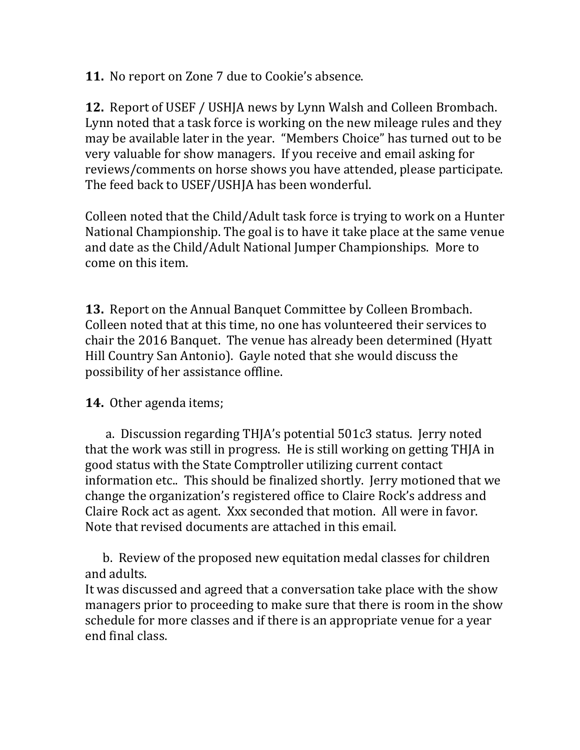**11.** No report on Zone 7 due to Cookie's absence.

**12.** Report of USEF / USHJA news by Lynn Walsh and Colleen Brombach. Lynn noted that a task force is working on the new mileage rules and they may be available later in the year. "Members Choice" has turned out to be very valuable for show managers. If you receive and email asking for reviews/comments on horse shows you have attended, please participate. The feed back to USEF/USHJA has been wonderful.

Colleen noted that the Child/Adult task force is trying to work on a Hunter National Championship. The goal is to have it take place at the same venue and date as the Child/Adult National Jumper Championships. More to come on this item.

**13.** Report on the Annual Banquet Committee by Colleen Brombach. Colleen noted that at this time, no one has volunteered their services to chair the 2016 Banquet. The venue has already been determined (Hyatt Hill Country San Antonio). Gayle noted that she would discuss the possibility of her assistance offline.

**14.** Other agenda items;

a. Discussion regarding THJA's potential 501c3 status. Jerry noted that the work was still in progress. He is still working on getting THJA in good status with the State Comptroller utilizing current contact information etc.. This should be finalized shortly. Jerry motioned that we change the organization's registered office to Claire Rock's address and Claire Rock act as agent. Xxx seconded that motion. All were in favor. Note that revised documents are attached in this email.

b. Review of the proposed new equitation medal classes for children and adults.
It was discussed and agreed that a conversation take place with the show managers prior to proceeding to make sure that there is room in the show schedule for more classes and if there is an appropriate venue for a year end final class.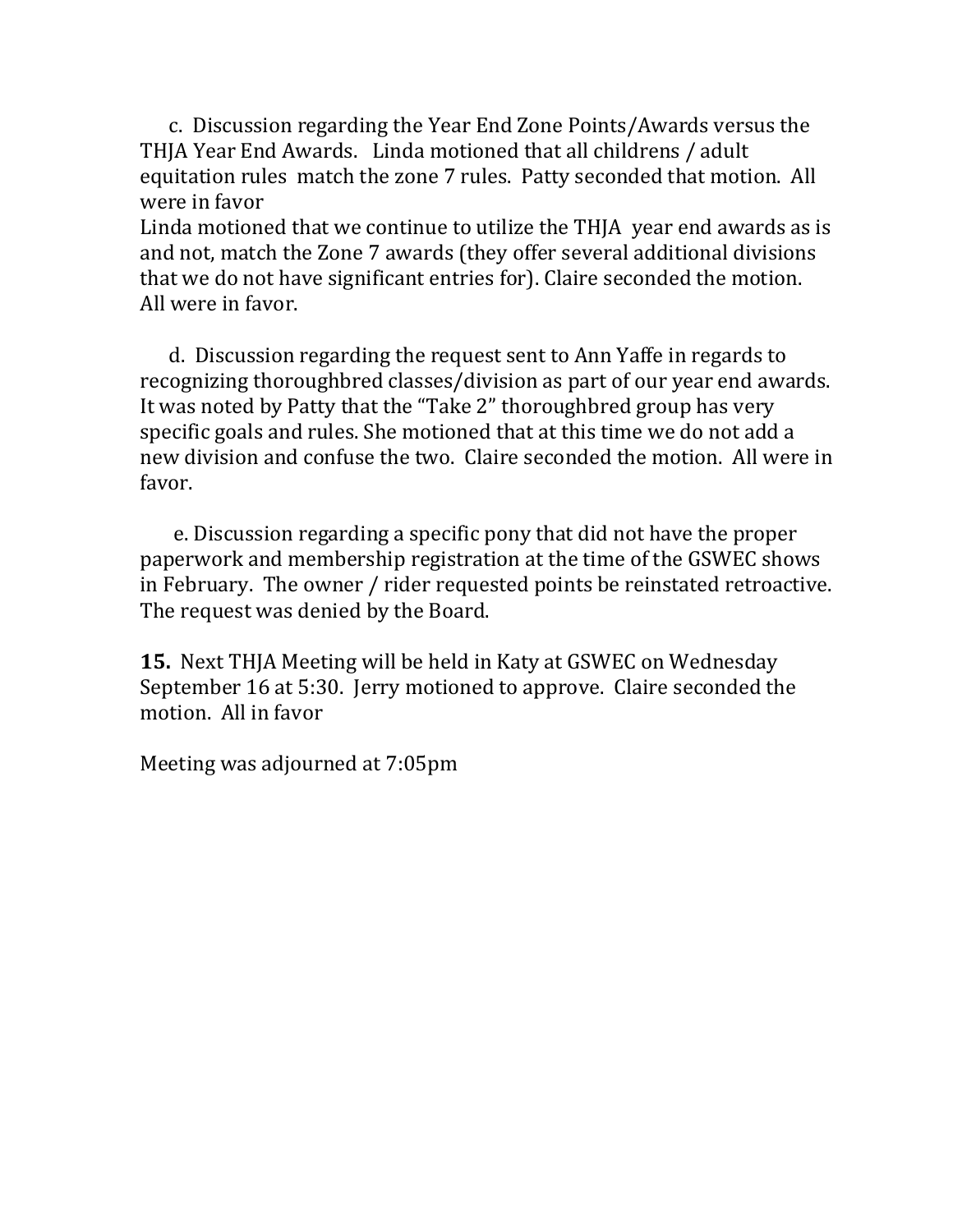c. Discussion regarding the Year End Zone Points/Awards versus the THJA Year End Awards. Linda motioned that all childrens / adult equitation rules match the zone 7 rules. Patty seconded that motion. All were in favor

Linda motioned that we continue to utilize the THJA year end awards as is and not, match the Zone 7 awards (they offer several additional divisions that we do not have significant entries for). Claire seconded the motion. All were in favor.

d. Discussion regarding the request sent to Ann Yaffe in regards to recognizing thoroughbred classes/division as part of our year end awards. It was noted by Patty that the "Take 2" thoroughbred group has very specific goals and rules. She motioned that at this time we do not add a new division and confuse the two. Claire seconded the motion. All were in favor.

e. Discussion regarding a specific pony that did not have the proper paperwork and membership registration at the time of the GSWEC shows in February. The owner / rider requested points be reinstated retroactive. The request was denied by the Board.

**15.** Next THJA Meeting will be held in Katy at GSWEC on Wednesday September 16 at 5:30. Jerry motioned to approve. Claire seconded the motion. All in favor

Meeting was adjourned at 7:05pm